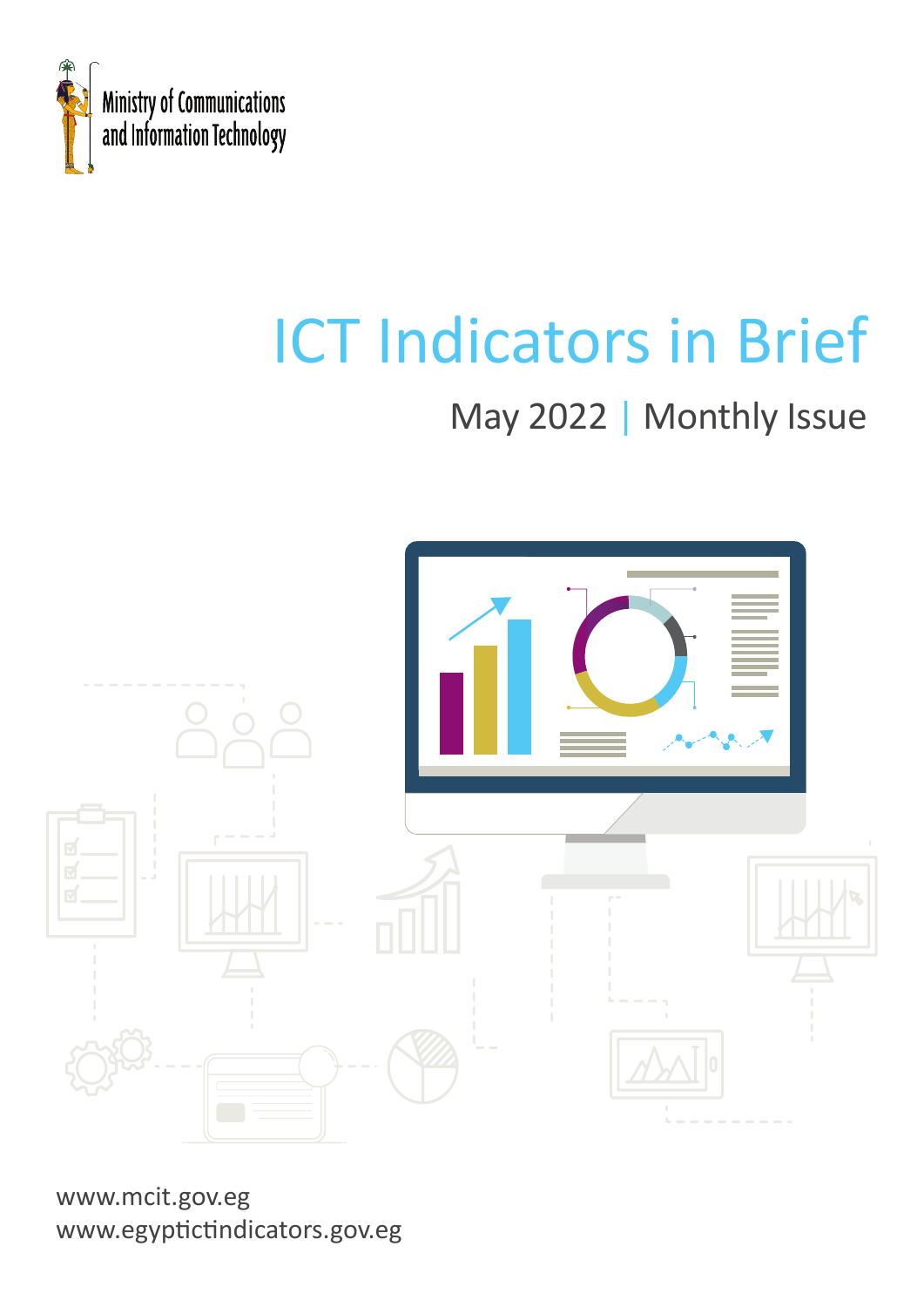Ministry of Communications and Information Technology

# ICT Indicators in Brief

## May 2022 | Monthly Issue

www.mcit.gov.eg
www.egyptictindicators.gov.eg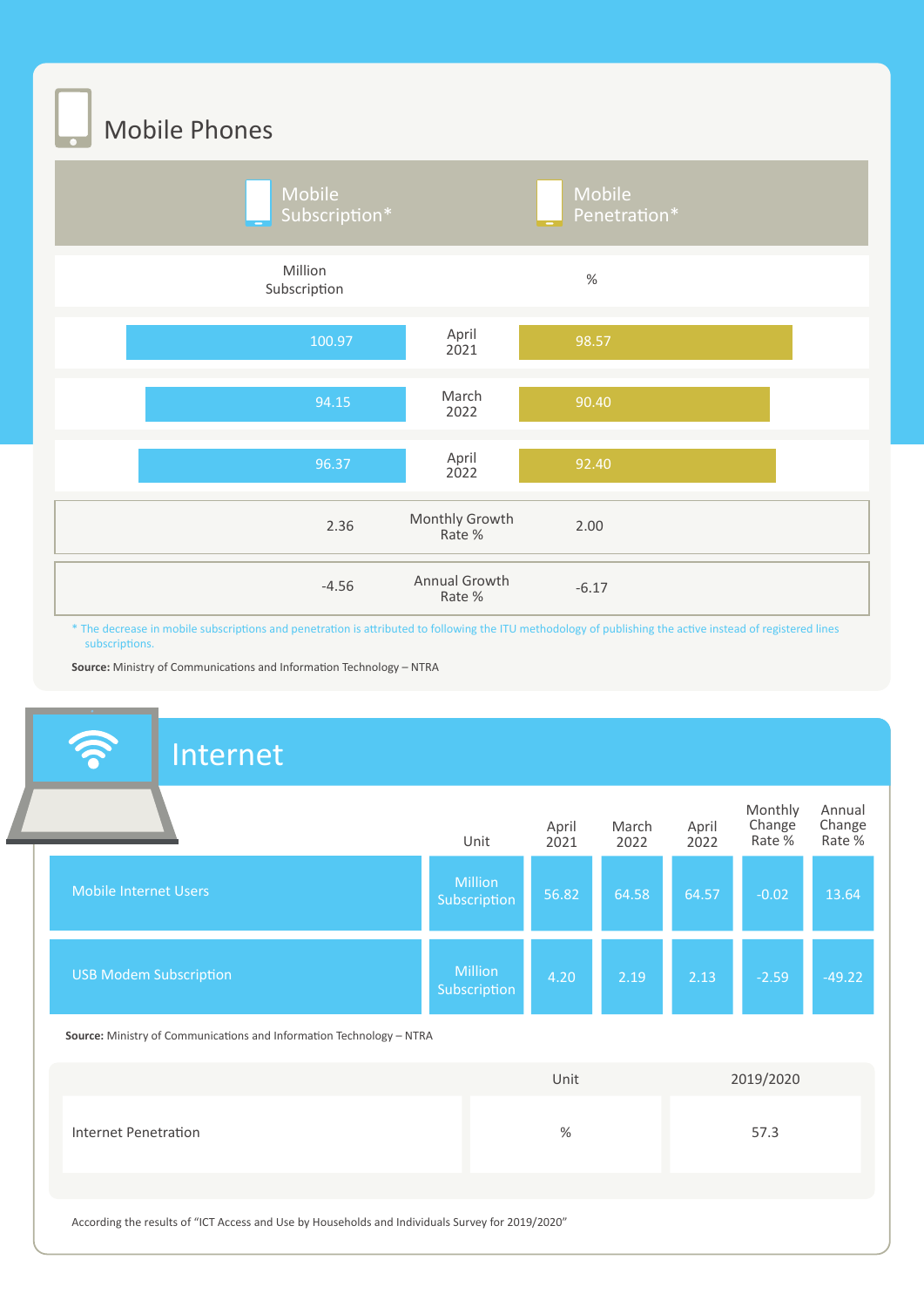## Mobile Phones

| Mobile Subscription* |  | Mobile Penetration* |
|---|---|---|
| Million Subscription |  | % |
| 100.97 | April 2021 | 98.57 |
| 94.15 | March 2022 | 90.40 |
| 96.37 | April 2022 | 92.40 |
| 2.36 | Monthly Growth Rate % | 2.00 |
| -4.56 | Annual Growth Rate % | -6.17 |

* The decrease in mobile subscriptions and penetration is attributed to following the ITU methodology of publishing the active instead of registered lines subscriptions.

**Source:** Ministry of Communications and Information Technology – NTRA

## Internet

|  | Unit | April 2021 | March 2022 | April 2022 | Monthly Change Rate % | Annual Change Rate % |
|---|---|---|---|---|---|---|
| Mobile Internet Users | Million Subscription | 56.82 | 64.58 | 64.57 | -0.02 | 13.64 |
| USB Modem Subscription | Million Subscription | 4.20 | 2.19 | 2.13 | -2.59 | -49.22 |

**Source:** Ministry of Communications and Information Technology – NTRA

|  | Unit | 2019/2020 |
|---|---|---|
| Internet Penetration | % | 57.3 |

According the results of "ICT Access and Use by Households and Individuals Survey for 2019/2020"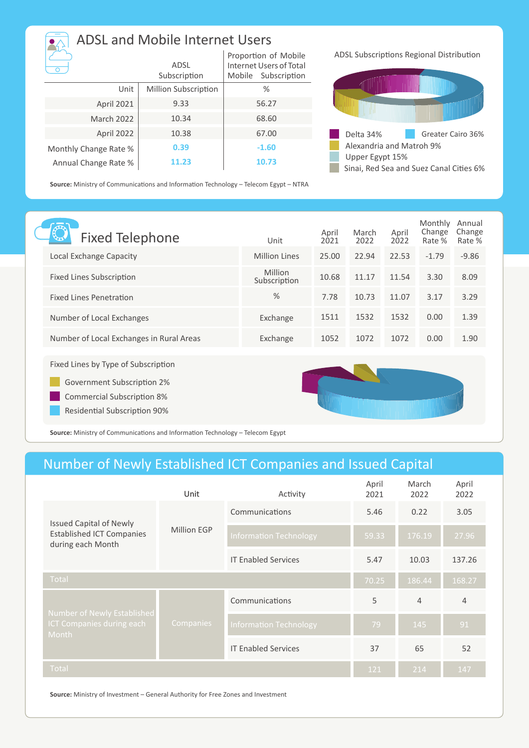## ADSL and Mobile Internet Users

| | ADSL Subscription | Proportion of Mobile Internet Users of Total Mobile Subscription |
|---|---|---|
| Unit | Million Subscription | % |
| April 2021 | 9.33 | 56.27 |
| March 2022 | 10.34 | 68.60 |
| April 2022 | 10.38 | 67.00 |
| Monthly Change Rate % | 0.39 | -1.60 |
| Annual Change Rate % | 11.23 | 10.73 |

ADSL Subscriptions Regional Distribution

- Delta 34%
- Greater Cairo 36%
- Alexandria and Matroh 9%
- Upper Egypt 15%
- Sinai, Red Sea and Suez Canal Cities 6%

**Source:** Ministry of Communications and Information Technology – Telecom Egypt – NTRA

## Fixed Telephone

| | Unit | April 2021 | March 2022 | April 2022 | Monthly Change Rate % | Annual Change Rate % |
|---|---|---|---|---|---|---|
| Local Exchange Capacity | Million Lines | 25.00 | 22.94 | 22.53 | -1.79 | -9.86 |
| Fixed Lines Subscription | Million Subscription | 10.68 | 11.17 | 11.54 | 3.30 | 8.09 |
| Fixed Lines Penetration | % | 7.78 | 10.73 | 11.07 | 3.17 | 3.29 |
| Number of Local Exchanges | Exchange | 1511 | 1532 | 1532 | 0.00 | 1.39 |
| Number of Local Exchanges in Rural Areas | Exchange | 1052 | 1072 | 1072 | 0.00 | 1.90 |

Fixed Lines by Type of Subscription

- Government Subscription 2%
- Commercial Subscription 8%
- Residential Subscription 90%

**Source:** Ministry of Communications and Information Technology – Telecom Egypt

## Number of Newly Established ICT Companies and Issued Capital

| | Unit | Activity | April 2021 | March 2022 | April 2022 |
|---|---|---|---|---|---|
| Issued Capital of Newly Established ICT Companies during each Month | Million EGP | Communications | 5.46 | 0.22 | 3.05 |
| | | Information Technology | 59.33 | 176.19 | 27.96 |
| | | IT Enabled Services | 5.47 | 10.03 | 137.26 |
| Total | | | 70.25 | 186.44 | 168.27 |
| Number of Newly Established ICT Companies during each Month | Companies | Communications | 5 | 4 | 4 |
| | | Information Technology | 79 | 145 | 91 |
| | | IT Enabled Services | 37 | 65 | 52 |
| Total | | | 121 | 214 | 147 |

**Source:** Ministry of Investment – General Authority for Free Zones and Investment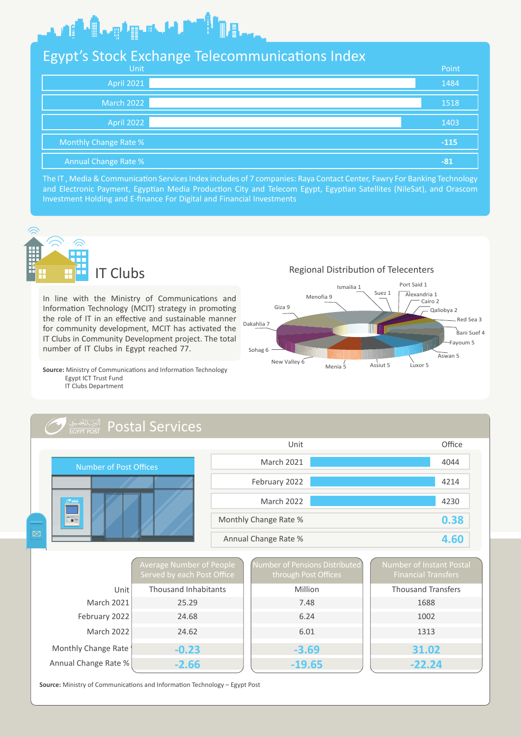# Egypt's Stock Exchange Telecommunications Index

| Unit | Point |
|---|---|
| April 2021 | 1484 |
| March 2022 | 1518 |
| April 2022 | 1403 |
| Monthly Change Rate % | -115 |
| Annual Change Rate % | -81 |

The IT , Media & Communication Services Index includes of 7 companies: Raya Contact Center, Fawry For Banking Technology and Electronic Payment, Egyptian Media Production City and Telecom Egypt, Egyptian Satellites (NileSat), and Orascom Investment Holding and E-finance For Digital and Financial Investments

# IT Clubs

In line with the Ministry of Communications and Information Technology (MCIT) strategy in promoting the role of IT in an effective and sustainable manner for community development, MCIT has activated the IT Clubs in Community Development project. The total number of IT Clubs in Egypt reached 77.

**Source:** Ministry of Communications and Information Technology
Egypt ICT Trust Fund
IT Clubs Department

Regional Distribution of Telecenters

Ismailia 1
Port Said 1
Suez 1
Alexandria 1
Cairo 2
Menofia 9
Qaliobya 2
Giza 9
Red Sea 3
Dakahlia 7
Bani Suef 4
Fayoum 5
Sohag 6
Aswan 5
New Valley 6
Menia 5
Assiut 5
Luxor 5

# Postal Services

EGYPT POST

Number of Post Offices

| Unit | Office |
|---|---|
| March 2021 | 4044 |
| February 2022 | 4214 |
| March 2022 | 4230 |
| Monthly Change Rate % | 0.38 |
| Annual Change Rate % | 4.60 |

| | Average Number of People Served by each Post Office | Number of Pensions Distributed through Post Offices | Number of Instant Postal Financial Transfers |
|---|---|---|---|
| Unit | Thousand Inhabitants | Million | Thousand Transfers |
| March 2021 | 25.29 | 7.48 | 1688 |
| February 2022 | 24.68 | 6.24 | 1002 |
| March 2022 | 24.62 | 6.01 | 1313 |
| Monthly Change Rate | -0.23 | -3.69 | 31.02 |
| Annual Change Rate % | -2.66 | -19.65 | -22.24 |

**Source:** Ministry of Communications and Information Technology – Egypt Post